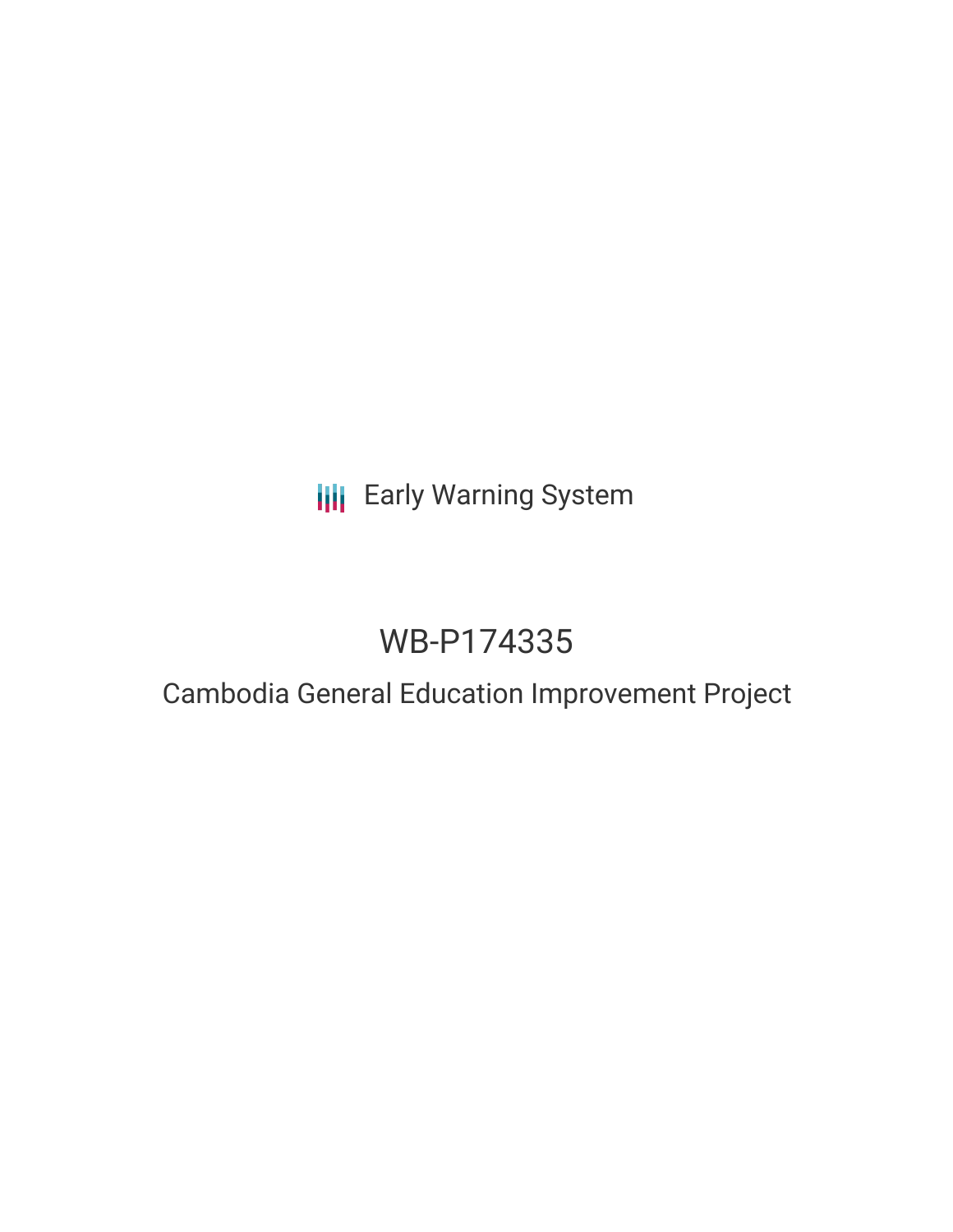Early Warning System

# WB-P174335

## Cambodia General Education Improvement Project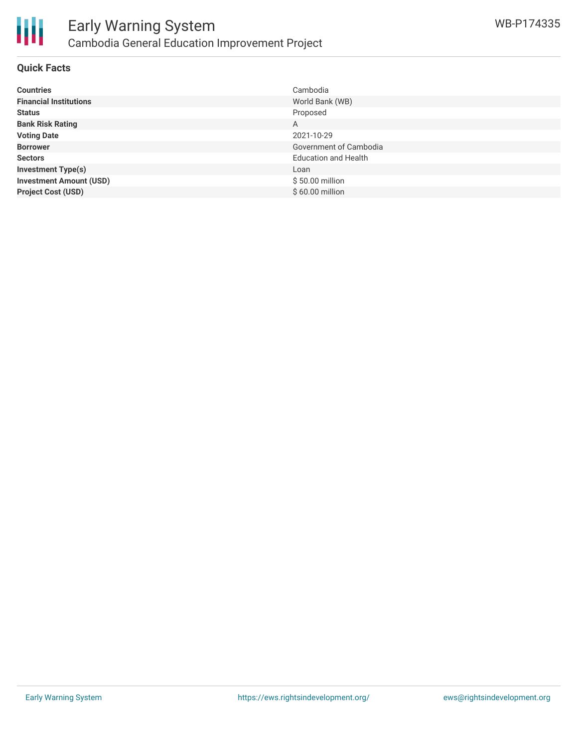## Quick Facts

| | |
|---|---|
| **Countries** | Cambodia |
| **Financial Institutions** | World Bank (WB) |
| **Status** | Proposed |
| **Bank Risk Rating** | A |
| **Voting Date** | 2021-10-29 |
| **Borrower** | Government of Cambodia |
| **Sectors** | Education and Health |
| **Investment Type(s)** | Loan |
| **Investment Amount (USD)** | $ 50.00 million |
| **Project Cost (USD)** | $ 60.00 million |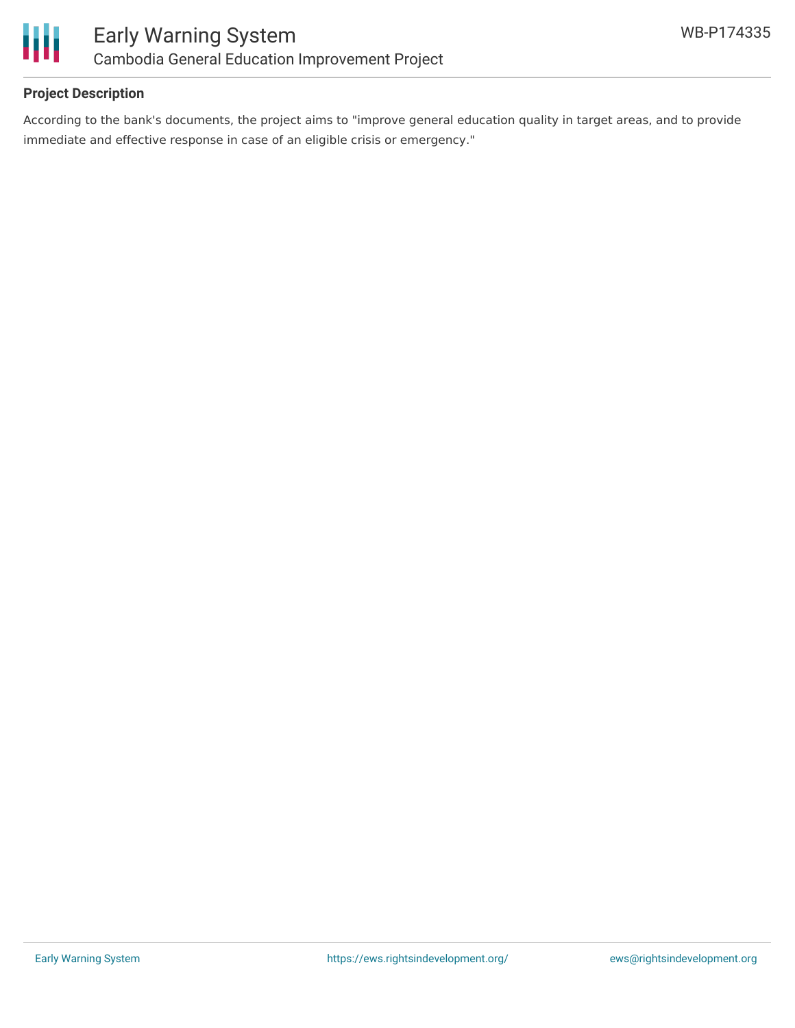## Project Description

According to the bank's documents, the project aims to "improve general education quality in target areas, and to provide immediate and effective response in case of an eligible crisis or emergency."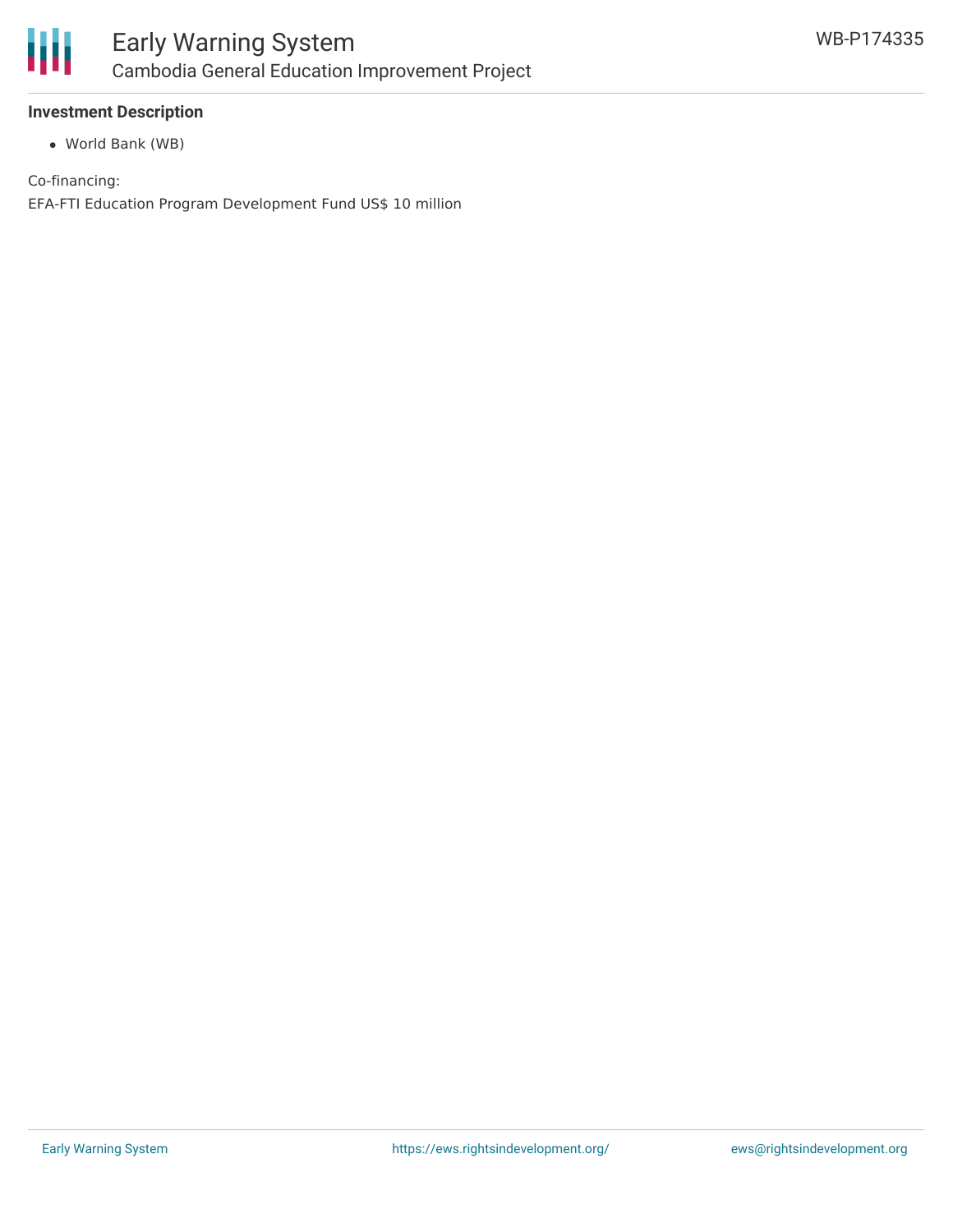**Investment Description**

- World Bank (WB)

Co-financing:

EFA-FTI Education Program Development Fund US$ 10 million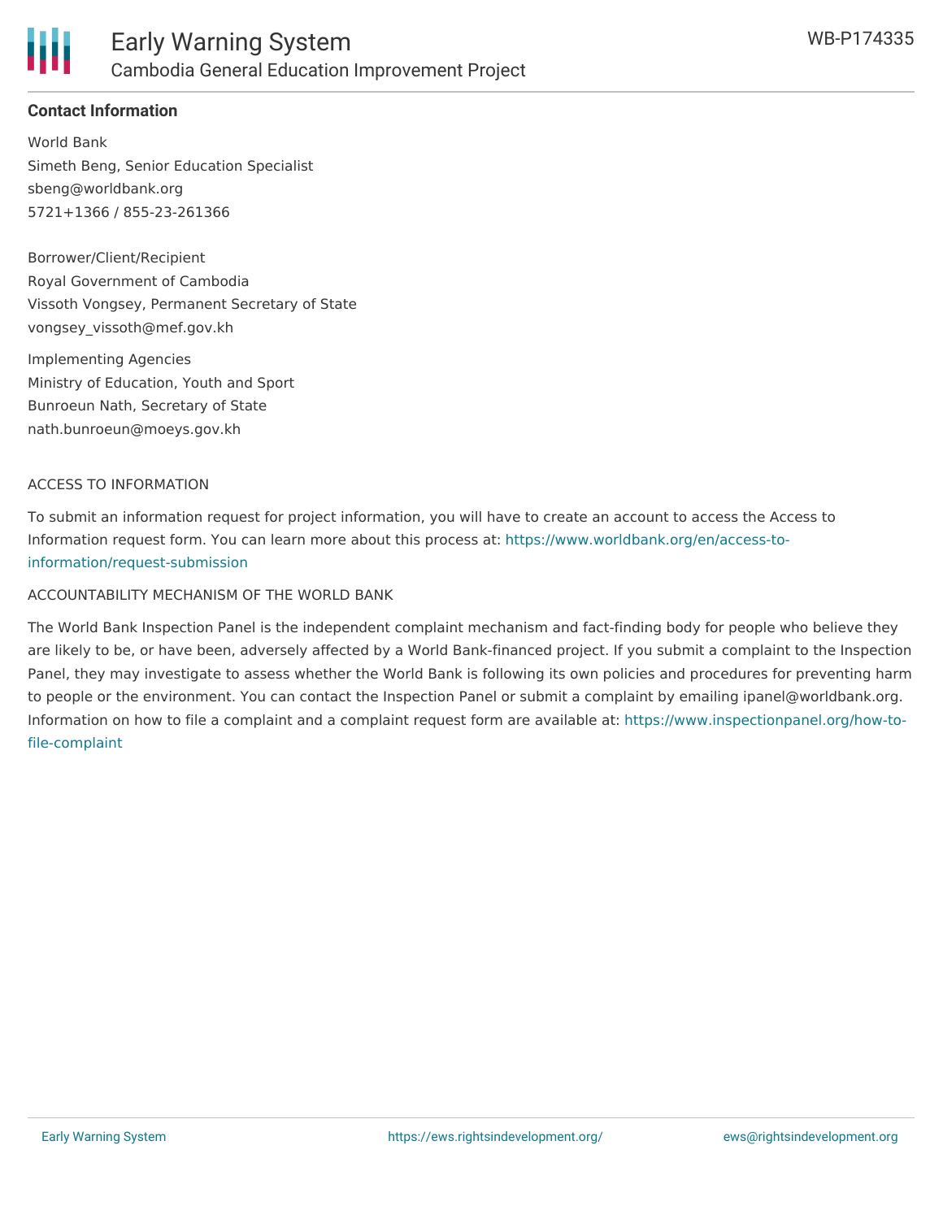## Contact Information

World Bank
Simeth Beng, Senior Education Specialist
sbeng@worldbank.org
5721+1366 / 855-23-261366

Borrower/Client/Recipient
Royal Government of Cambodia
Vissoth Vongsey, Permanent Secretary of State
vongsey_vissoth@mef.gov.kh

Implementing Agencies
Ministry of Education, Youth and Sport
Bunroeun Nath, Secretary of State
nath.bunroeun@moeys.gov.kh

ACCESS TO INFORMATION

To submit an information request for project information, you will have to create an account to access the Access to Information request form. You can learn more about this process at: https://www.worldbank.org/en/access-to-information/request-submission

ACCOUNTABILITY MECHANISM OF THE WORLD BANK

The World Bank Inspection Panel is the independent complaint mechanism and fact-finding body for people who believe they are likely to be, or have been, adversely affected by a World Bank-financed project. If you submit a complaint to the Inspection Panel, they may investigate to assess whether the World Bank is following its own policies and procedures for preventing harm to people or the environment. You can contact the Inspection Panel or submit a complaint by emailing ipanel@worldbank.org. Information on how to file a complaint and a complaint request form are available at: https://www.inspectionpanel.org/how-to-file-complaint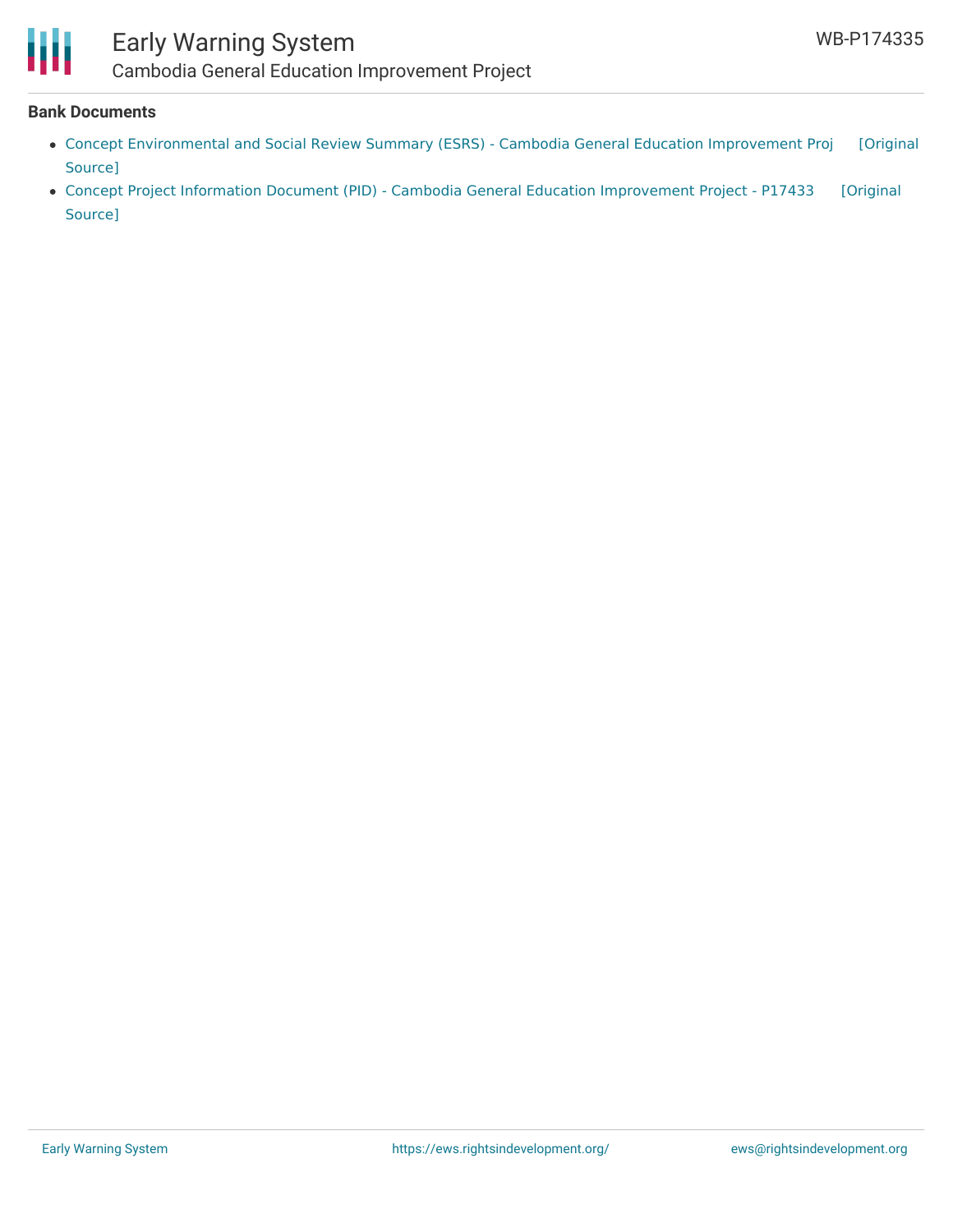**Bank Documents**

- Concept Environmental and Social Review Summary (ESRS) - Cambodia General Education Improvement Proj [Original Source]
- Concept Project Information Document (PID) - Cambodia General Education Improvement Project - P17433 [Original Source]